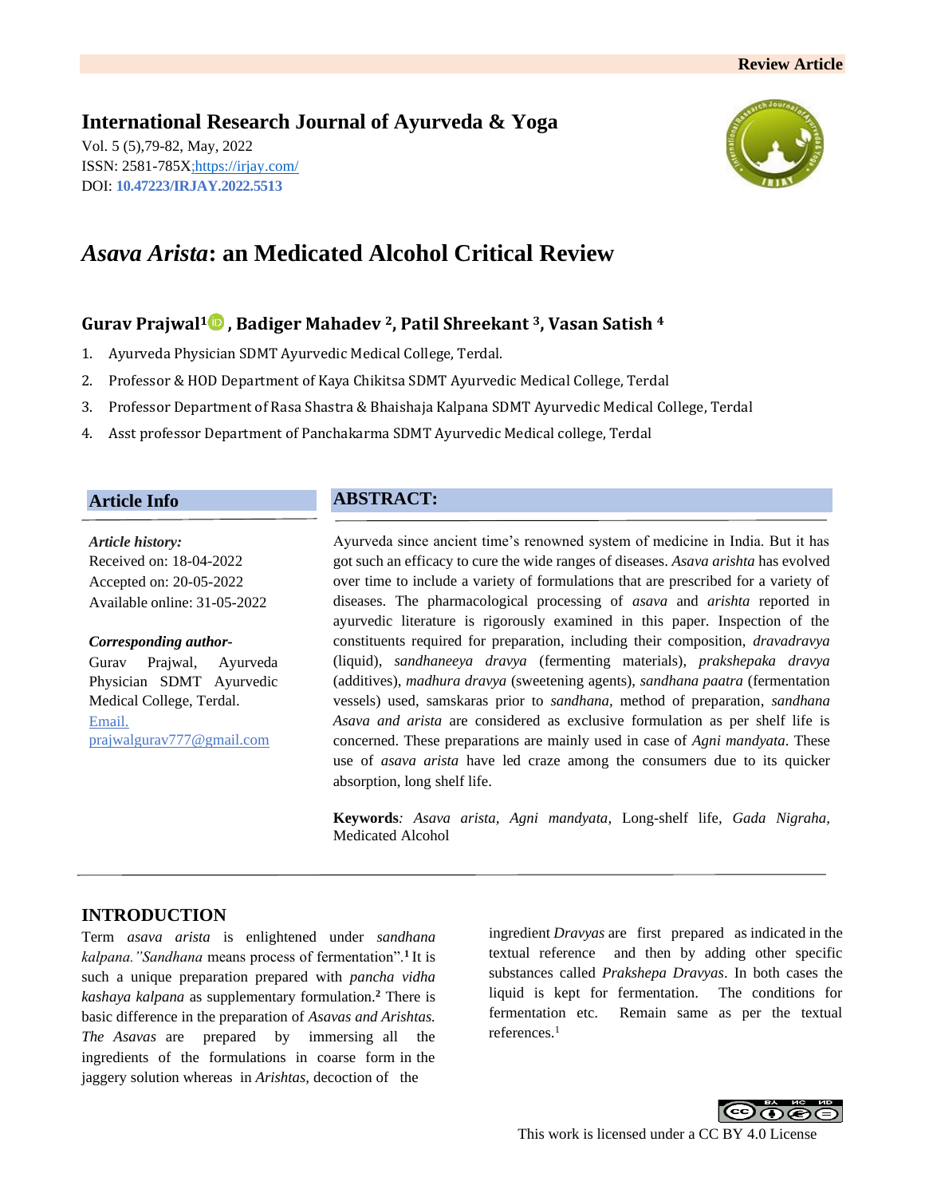Review Article

**International Research Journal of Ayurveda & Yoga**

Vol. 5 (5),79-82, May, 2022
ISSN: 2581-785X;https://irjay.com/
DOI: **10.47223/IRJAY.2022.5513**

# *Asava Arista*: an Medicated Alcohol Critical Review

**Gurav Prajwal[1], Badiger Mahadev [2], Patil Shreekant [3], Vasan Satish [4]**

1. Ayurveda Physician SDMT Ayurvedic Medical College, Terdal.
2. Professor & HOD Department of Kaya Chikitsa SDMT Ayurvedic Medical College, Terdal
3. Professor Department of Rasa Shastra & Bhaishaja Kalpana SDMT Ayurvedic Medical College, Terdal
4. Asst professor Department of Panchakarma SDMT Ayurvedic Medical college, Terdal

## Article Info

***Article history:***
Received on: 18-04-2022
Accepted on: 20-05-2022
Available online: 31-05-2022

***Corresponding author-***
Gurav Prajwal, Ayurveda Physician SDMT Ayurvedic Medical College, Terdal.
Email. prajwalgurav777@gmail.com

## ABSTRACT:

Ayurveda since ancient time's renowned system of medicine in India. But it has got such an efficacy to cure the wide ranges of diseases. *Asava arishta* has evolved over time to include a variety of formulations that are prescribed for a variety of diseases. The pharmacological processing of *asava* and *arishta* reported in ayurvedic literature is rigorously examined in this paper. Inspection of the constituents required for preparation, including their composition, *dravadravya* (liquid), *sandhaneeya dravya* (fermenting materials), *prakshepaka dravya* (additives), *madhura dravya* (sweetening agents), *sandhana paatra* (fermentation vessels) used, samskaras prior to *sandhana*, method of preparation, *sandhana Asava and arista* are considered as exclusive formulation as per shelf life is concerned. These preparations are mainly used in case of *Agni mandyata*. These use of *asava arista* have led craze among the consumers due to its quicker absorption, long shelf life.

**Keywords***: Asava arista*, *Agni mandyata*, Long-shelf life, *Gada Nigraha*, Medicated Alcohol

## INTRODUCTION

Term *asava arista* is enlightened under *sandhana kalpana."Sandhana* means process of fermentation".[1] It is such a unique preparation prepared with *pancha vidha kashaya kalpana* as supplementary formulation.[2] There is basic difference in the preparation of *Asavas and Arishtas. The Asavas* are prepared by immersing all the ingredients of the formulations in coarse form in the jaggery solution whereas in *Arishtas*, decoction of the ingredient *Dravyas* are first prepared as indicated in the textual reference and then by adding other specific substances called *Prakshepa Dravyas*. In both cases the liquid is kept for fermentation. The conditions for fermentation etc. Remain same as per the textual references.[1]

This work is licensed under a CC BY 4.0 License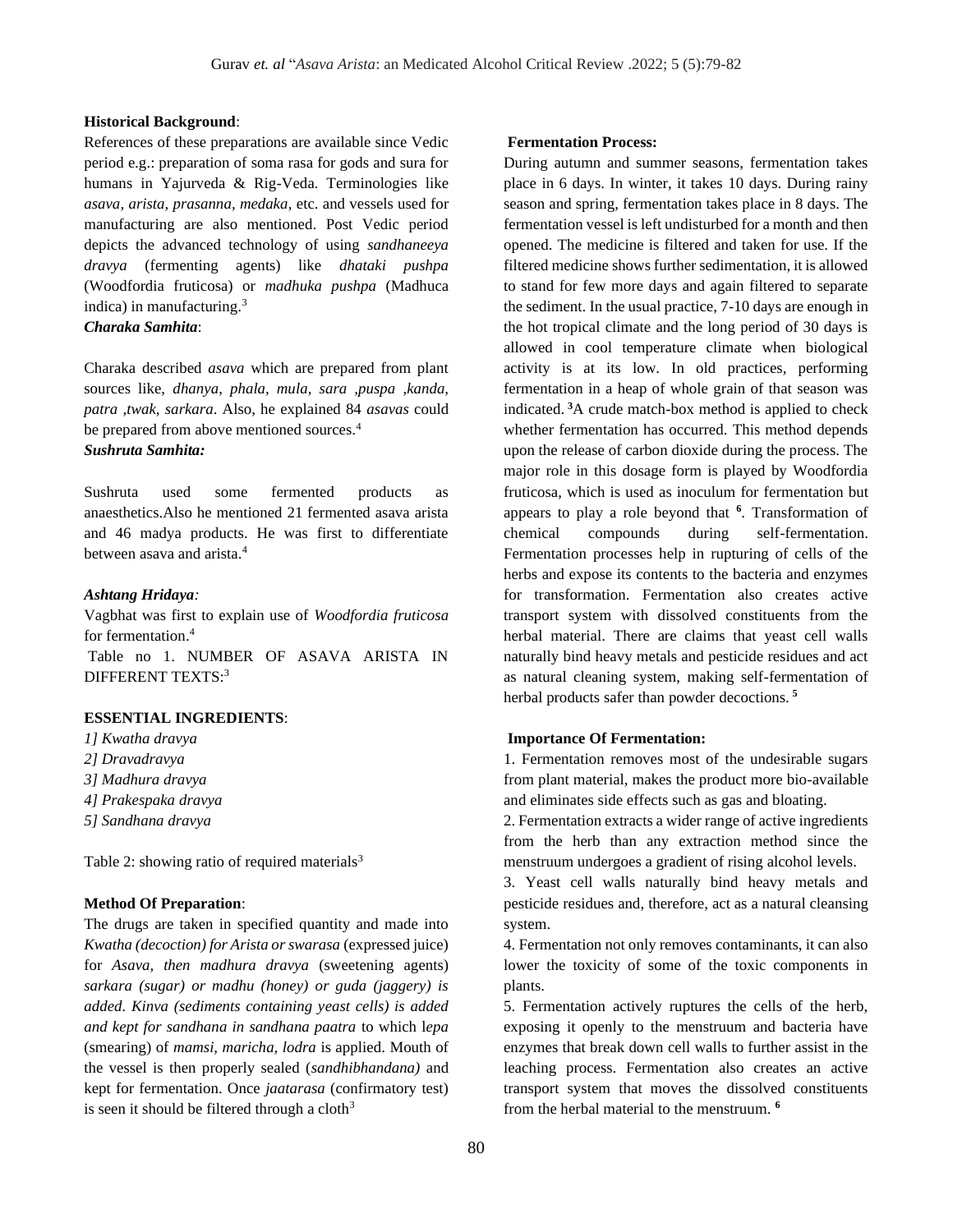**Historical Background**:

References of these preparations are available since Vedic period e.g.: preparation of soma rasa for gods and sura for humans in Yajurveda & Rig-Veda. Terminologies like *asava, arista, prasanna, medaka*, etc. and vessels used for manufacturing are also mentioned. Post Vedic period depicts the advanced technology of using *sandhaneeya dravya* (fermenting agents) like *dhataki pushpa* (Woodfordia fruticosa) or *madhuka pushpa* (Madhuca indica) in manufacturing.[3]

***Charaka Samhita***:

Charaka described *asava* which are prepared from plant sources like, *dhanya, phala, mula, sara ,puspa ,kanda, patra ,twak, sarkara*. Also, he explained 84 *asavas* could be prepared from above mentioned sources.[4]

***Sushruta Samhita:***

Sushruta used some fermented products as anaesthetics.Also he mentioned 21 fermented asava arista and 46 madya products. He was first to differentiate between asava and arista.[4]

***Ashtang Hridaya:***

Vagbhat was first to explain use of *Woodfordia fruticosa* for fermentation.[4]

Table no 1. NUMBER OF ASAVA ARISTA IN DIFFERENT TEXTS:[3]

**ESSENTIAL INGREDIENTS**:

*1] Kwatha dravya*
*2] Dravadravya*
*3] Madhura dravya*
*4] Prakespaka dravya*
*5] Sandhana dravya*

Table 2: showing ratio of required materials[3]

**Method Of Preparation**:

The drugs are taken in specified quantity and made into *Kwatha (decoction) for Arista or swarasa* (expressed juice) for *Asava, then madhura dravya* (sweetening agents) *sarkara (sugar) or madhu (honey) or guda (jaggery) is added. Kinva (sediments containing yeast cells) is added and kept for sandhana in sandhana paatra* to which l*epa* (smearing) of *mamsi, maricha, lodra* is applied. Mouth of the vessel is then properly sealed (*sandhibhandana)* and kept for fermentation. Once *jaatarasa* (confirmatory test) is seen it should be filtered through a cloth[3]

**Fermentation Process:**

During autumn and summer seasons, fermentation takes place in 6 days. In winter, it takes 10 days. During rainy season and spring, fermentation takes place in 8 days. The fermentation vessel is left undisturbed for a month and then opened. The medicine is filtered and taken for use. If the filtered medicine shows further sedimentation, it is allowed to stand for few more days and again filtered to separate the sediment. In the usual practice, 7-10 days are enough in the hot tropical climate and the long period of 30 days is allowed in cool temperature climate when biological activity is at its low. In old practices, performing fermentation in a heap of whole grain of that season was indicated. [3]A crude match-box method is applied to check whether fermentation has occurred. This method depends upon the release of carbon dioxide during the process. The major role in this dosage form is played by Woodfordia fruticosa, which is used as inoculum for fermentation but appears to play a role beyond that [6]. Transformation of chemical compounds during self-fermentation. Fermentation processes help in rupturing of cells of the herbs and expose its contents to the bacteria and enzymes for transformation. Fermentation also creates active transport system with dissolved constituents from the herbal material. There are claims that yeast cell walls naturally bind heavy metals and pesticide residues and act as natural cleaning system, making self-fermentation of herbal products safer than powder decoctions. [5]

**Importance Of Fermentation:**

1. Fermentation removes most of the undesirable sugars from plant material, makes the product more bio-available and eliminates side effects such as gas and bloating.
2. Fermentation extracts a wider range of active ingredients from the herb than any extraction method since the menstruum undergoes a gradient of rising alcohol levels.
3. Yeast cell walls naturally bind heavy metals and pesticide residues and, therefore, act as a natural cleansing system.
4. Fermentation not only removes contaminants, it can also lower the toxicity of some of the toxic components in plants.
5. Fermentation actively ruptures the cells of the herb, exposing it openly to the menstruum and bacteria have enzymes that break down cell walls to further assist in the leaching process. Fermentation also creates an active transport system that moves the dissolved constituents from the herbal material to the menstruum. [6]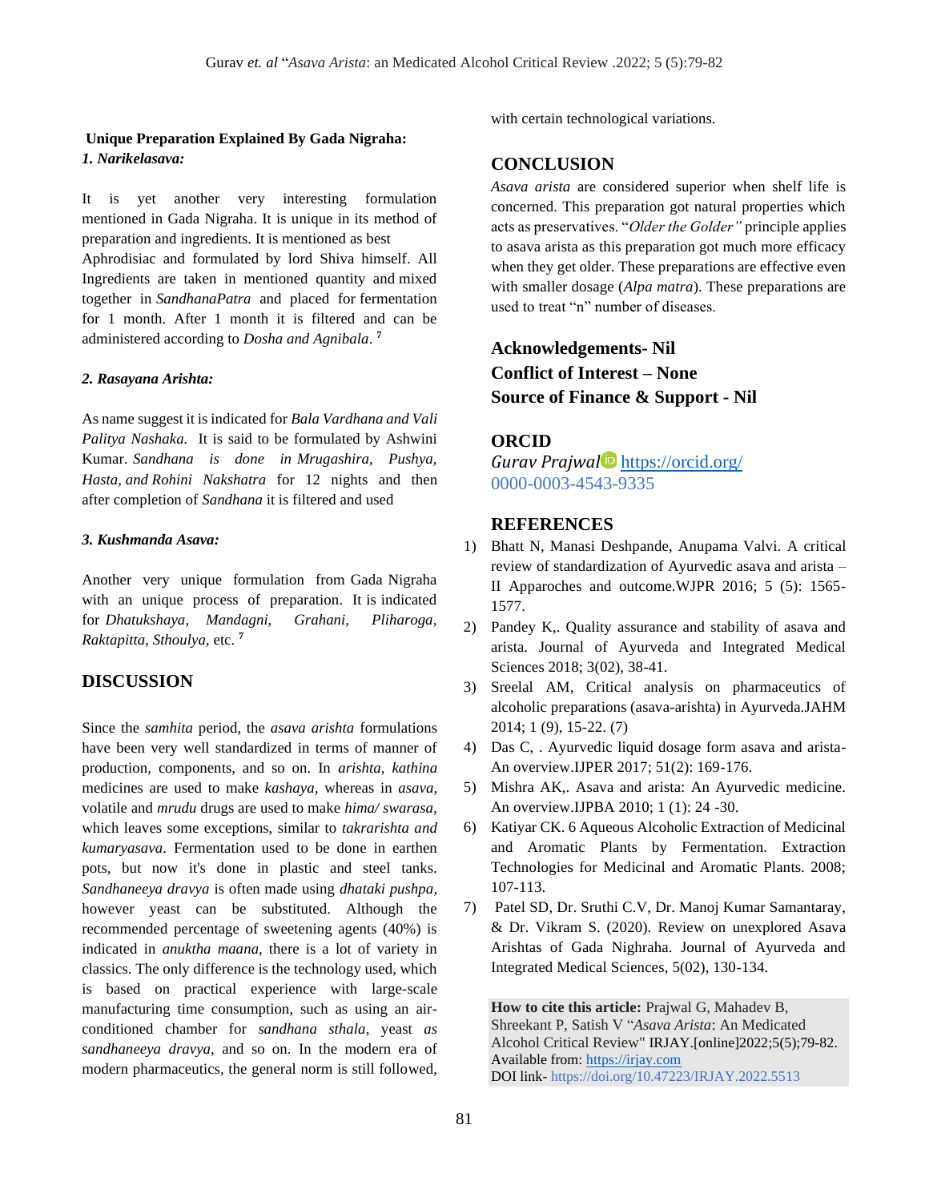**Unique Preparation Explained By Gada Nigraha:**

***1. Narikelasava:***

It is yet another very interesting formulation mentioned in Gada Nigraha. It is unique in its method of preparation and ingredients. It is mentioned as best Aphrodisiac and formulated by lord Shiva himself. All Ingredients are taken in mentioned quantity and mixed together in *SandhanaPatra* and placed for fermentation for 1 month. After 1 month it is filtered and can be administered according to *Dosha and Agnibala*. [7]

***2. Rasayana Arishta:***

As name suggest it is indicated for *Bala Vardhana and Vali Palitya Nashaka.* It is said to be formulated by Ashwini Kumar. *Sandhana is done in Mrugashira, Pushya, Hasta, and Rohini Nakshatra* for 12 nights and then after completion of *Sandhana* it is filtered and used

***3. Kushmanda Asava:***

Another very unique formulation from Gada Nigraha with an unique process of preparation. It is indicated for *Dhatukshaya, Mandagni, Grahani, Pliharoga, Raktapitta, Sthoulya,* etc. [7]

## DISCUSSION

Since the *samhita* period, the *asava arishta* formulations have been very well standardized in terms of manner of production, components, and so on. In *arishta, kathina* medicines are used to make *kashaya*, whereas in *asava,* volatile and *mrudu* drugs are used to make *hima/ swarasa,* which leaves some exceptions, similar to *takrarishta and kumaryasava*. Fermentation used to be done in earthen pots, but now it's done in plastic and steel tanks. *Sandhaneeya dravya* is often made using *dhataki pushpa*, however yeast can be substituted. Although the recommended percentage of sweetening agents (40%) is indicated in *anuktha maana*, there is a lot of variety in classics. The only difference is the technology used, which is based on practical experience with large-scale manufacturing time consumption, such as using an air-conditioned chamber for *sandhana sthala*, yeast *as sandhaneeya dravya*, and so on. In the modern era of modern pharmaceutics, the general norm is still followed, with certain technological variations.

## CONCLUSION

*Asava arista* are considered superior when shelf life is concerned. This preparation got natural properties which acts as preservatives. "*Older the Golder"* principle applies to asava arista as this preparation got much more efficacy when they get older. These preparations are effective even with smaller dosage (*Alpa matra*). These preparations are used to treat "n" number of diseases.

**Acknowledgements- Nil**

**Conflict of Interest – None**

**Source of Finance & Support - Nil**

## ORCID

*Gurav Prajwal* https://orcid.org/0000-0003-4543-9335

## REFERENCES

1) Bhatt N, Manasi Deshpande, Anupama Valvi. A critical review of standardization of Ayurvedic asava and arista – II Apparoches and outcome.WJPR 2016; 5 (5): 1565-1577.
2) Pandey K,. Quality assurance and stability of asava and arista. Journal of Ayurveda and Integrated Medical Sciences 2018; 3(02), 38-41.
3) Sreelal AM, Critical analysis on pharmaceutics of alcoholic preparations (asava-arishta) in Ayurveda.JAHM 2014; 1 (9), 15-22. (7)
4) Das C, . Ayurvedic liquid dosage form asava and arista- An overview.IJPER 2017; 51(2): 169-176.
5) Mishra AK,. Asava and arista: An Ayurvedic medicine. An overview.IJPBA 2010; 1 (1): 24 -30.
6) Katiyar CK. 6 Aqueous Alcoholic Extraction of Medicinal and Aromatic Plants by Fermentation. Extraction Technologies for Medicinal and Aromatic Plants. 2008; 107-113.
7) Patel SD, Dr. Sruthi C.V, Dr. Manoj Kumar Samantaray, & Dr. Vikram S. (2020). Review on unexplored Asava Arishtas of Gada Nighraha. Journal of Ayurveda and Integrated Medical Sciences, 5(02), 130-134.

**How to cite this article:** Prajwal G, Mahadev B, Shreekant P, Satish V "*Asava Arista*: An Medicated Alcohol Critical Review" IRJAY.[online]2022;5(5);79-82. Available from: https://irjay.com
DOI link- https://doi.org/10.47223/IRJAY.2022.5513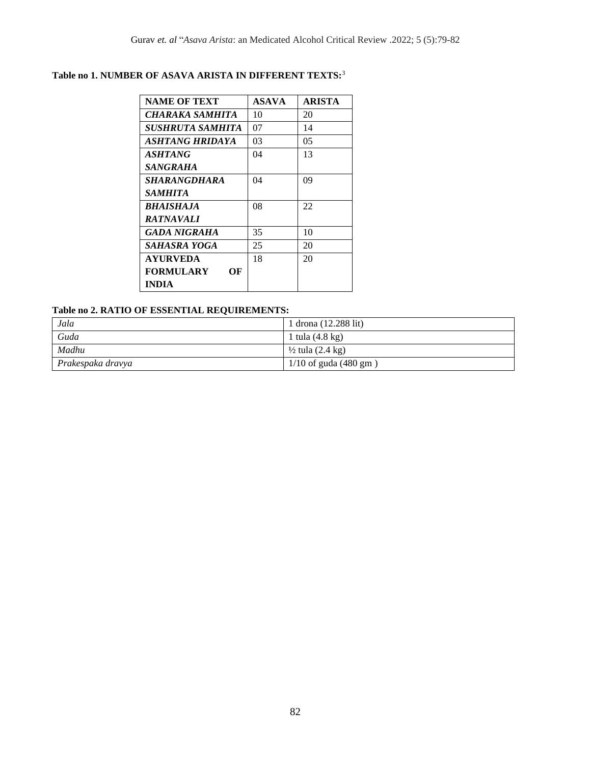**Table no 1. NUMBER OF ASAVA ARISTA IN DIFFERENT TEXTS:**[3]

| NAME OF TEXT | ASAVA | ARISTA |
|---|---|---|
| ***CHARAKA SAMHITA*** | 10 | 20 |
| ***SUSHRUTA SAMHITA*** | 07 | 14 |
| ***ASHTANG HRIDAYA*** | 03 | 05 |
| ***ASHTANG SANGRAHA*** | 04 | 13 |
| ***SHARANGDHARA SAMHITA*** | 04 | 09 |
| ***BHAISHAJA RATNAVALI*** | 08 | 22 |
| ***GADA NIGRAHA*** | 35 | 10 |
| ***SAHASRA YOGA*** | 25 | 20 |
| **AYURVEDA FORMULARY OF INDIA** | 18 | 20 |

**Table no 2. RATIO OF ESSENTIAL REQUIREMENTS:**

| | |
|---|---|
| *Jala* | 1 drona (12.288 lit) |
| *Guda* | 1 tula (4.8 kg) |
| *Madhu* | ½ tula (2.4 kg) |
| *Prakespaka dravya* | 1/10 of guda (480 gm ) |